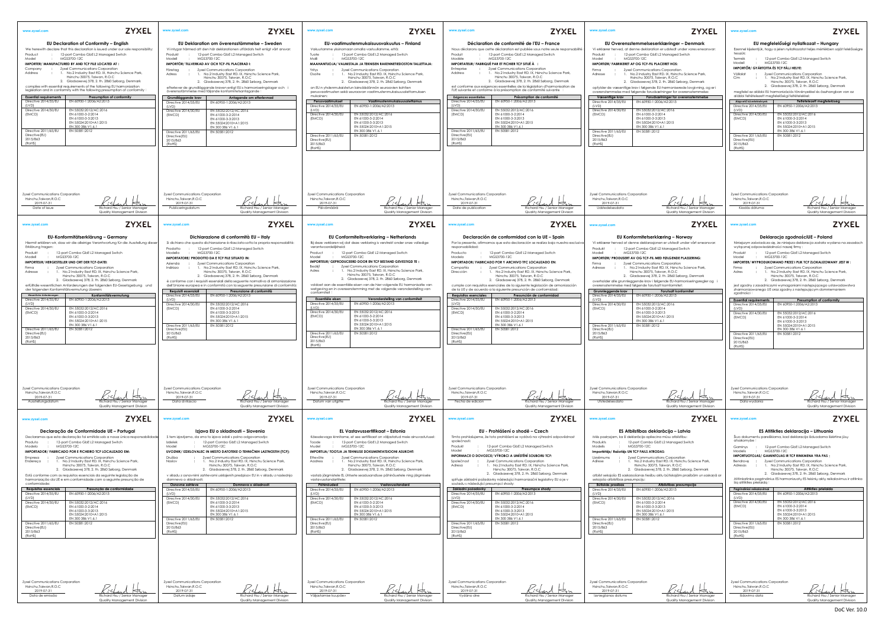## EU Declaration of Conformity – English

We herewith declare that this declaration is issued under our sole responsibility:

Product : 12-port Combo GbE L2 Managed Switch
Model : MGS3700-12C

**IMPORTER/ MANUFACTURED BY AND TCF FILE LOCATED AT :**

Company : Zyxel Communications Corporation
Address : 1. No.2 Industry East RD. IX, Hsinchu Science Park, Hsinchu 30075, Taiwan, R.O.C
2. Gladsaxevej 378, 2. th. 2860 Søborg, Denmark

complies with essential requirements of the following EU harmonization legislation and in conformity with the following presumption of conformity :

| Essential requirements | Presumption of conformity |
|---|---|
| Directive 2014/35/EU (LVD) | EN 60950-1:2006/A2:2013 |
| Directive 2014/30/EU (EMCD) | EN 55032:2012/AC:2016<br>EN 61000-3-2:2014<br>EN 61000-3-3:2013<br>EN 55024:2010+A1:2015<br>EN 300 386 V1.6.1 |
| Directive 2011/65/EU Directive(EU) 2015/863 (RoHS) | EN 50581:2012 |

Zyxel Communications Corporation
Hsinchu,Taiwan,R.O.C
2019-07-31
Date of issue

Richard Hsu / Senior Manager
Quality Management Division

## EU Deklaration om överensstämmelse – Sweden

Vi intygar härmed att den här deklarationen utfärdats helt enligt vårt ansvar:

Produkt : 12-port Combo GbE L2 Managed Switch
Modell : MGS3700-12C

**IMPORTÖR/ TILLVERKAD AV OCH TCF-FIL PLACERAD I:**

Företag : Zyxel Communications Corporation
Adress : 1. No.2 Industry East RD. IX, Hsinchu Science Park, Hsinchu 30075, Taiwan, R.O.C
2. Gladsaxevej 378, 2. th. 2860 Søborg, Denmark

efterlever de grundläggande kraven enligt EU:s harmoniseringslagar och i överensstämmelse med följande konformitetsantagande :

| Grundläggande krav | Antagande om efterlevnad |
|---|---|
| Directive 2014/35/EU (LVD) | EN 60950-1:2006/A2:2013 |
| Directive 2014/30/EU (EMCD) | EN 55032:2012/AC:2016<br>EN 61000-3-2:2014<br>EN 61000-3-3:2013<br>EN 55024:2010+A1:2015<br>EN 300 386 V1.6.1 |
| Directive 2011/65/EU Directive(EU) 2015/863 (RoHS) | EN 50581:2012 |

Zyxel Communications Corporation
Hsinchu,Taiwan,R.O.C
2019-07-31
Publiceringsdatum

Richard Hsu / Senior Manager
Quality Management Division

## EU-vaatimustenmukaisuusvakuutus – Finland

Vakuutamme yksinomaan omalla vastuullamme, että:

Tuote : 12-port Combo GbE L2 Managed Switch
Malli : MGS3700-12C

**MAAHANTUOJA/ VALMISTAJA JA TEKNISEN RAKENNETIEDOSTON TALLETTAJA:**

Yritys : Zyxel Communications Corporation
Osoite : 1. No.2 Industry East RD. IX, Hsinchu Science Park, Hsinchu 30075, Taiwan, R.O.C
2. Gladsaxevej 378, 2. th. 2860 Søborg, Denmark

on EU:n yhdenmukaistetun lainsäädännön seuraavien tärkeiden perusvaatimusten sekä seuraavan vaatimustenmukaisuusolettamuksen mukainen:

| Perusvaatimukset | Vaatimustenmukaisuusolettamus |
|---|---|
| Directive 2014/35/EU (LVD) | EN 60950-1:2006/A2:2013 |
| Directive 2014/30/EU (EMCD) | EN 55032:2012/AC:2016<br>EN 61000-3-2:2014<br>EN 61000-3-3:2013<br>EN 55024:2010+A1:2015<br>EN 300 386 V1.6.1 |
| Directive 2011/65/EU Directive(EU) 2015/863 (RoHS) | EN 50581:2012 |

Zyxel Communications Corporation
Hsinchu,Taiwan,R.O.C
2019-07-31
Päivämäärä

Richard Hsu / Senior Manager
Quality Management Division

## Déclaration de conformité de l'EU – France

Nous déclarons que cette déclaration est publiée sous notre seule responsabilité :

Produit : 12-port Combo GbE L2 Managed Switch
Modèle : MGS3700-12C

**IMPORTATEUR/ FABRIQUÉ PAR ET FICHIER TCF SITUÉ À :**

Entreprise : Zyxel Communications Corporation
Adresse : 1. No.2 Industry East RD. IX, Hsinchu Science Park, Hsinchu 30075, Taiwan, R.O.C
2. Gladsaxevej 378, 2. th. 2860 Søborg, Denmark

est conforme aux exigences essentielles de la législation d'harmonisation de l'UE suivante et conforme à la présomption de conformité suivante

| Exigences essentielles | Présomption de conformité |
|---|---|
| Directive 2014/35/EU (LVD) | EN 60950-1:2006/A2:2013 |
| Directive 2014/30/EU (EMCD) | EN 55032:2012/AC:2016<br>EN 61000-3-2:2014<br>EN 61000-3-3:2013<br>EN 55024:2010+A1:2015<br>EN 300 386 V1.6.1 |
| Directive 2011/65/EU Directive(EU) 2015/863 (RoHS) | EN 50581:2012 |

Zyxel Communications Corporation
Hsinchu,Taiwan,R.O.C
2019-07-31
Date de publication

Richard Hsu / Senior Manager
Quality Management Division

## EU Overensstemmelseserklæringer – Denmark

Vi erklærer herved, at denne deklaration er udstedt under vores eneansvar:

Produkt : 12-port Combo GbE L2 Managed Switch
Model : MGS3700-12C

**IMPORTØR/ FABRIKERET AF OG TCF-FIL PLACERET HOS:**

Firma : Zyxel Communications Corporation
Adresse : 1. No.2 Industry East RD. IX, Hsinchu Science Park, Hsinchu 30075, Taiwan, R.O.C
2. Gladsaxevej 378, 2. th. 2860 Søborg, Denmark

opfylder de væsentlige krav i følgende EU-harmoniserede lovgivning, og er i overensstemmelse med følgende forudsætninger for overensstemmelse:

| Væsentlige krav | Forudsætninger for overensstemmelse |
|---|---|
| Directive 2014/35/EU (LVD) | EN 60950-1:2006/A2:2013 |
| Directive 2014/30/EU (EMCD) | EN 55032:2012/AC:2016<br>EN 61000-3-2:2014<br>EN 61000-3-3:2013<br>EN 55024:2010+A1:2015<br>EN 300 386 V1.6.1 |
| Directive 2011/65/EU Directive(EU) 2015/863 (RoHS) | EN 50581:2012 |

Zyxel Communications Corporation
Hsinchu,Taiwan,R.O.C
2019-07-31
Udstedelsesdato

Richard Hsu / Senior Manager
Quality Management Division

## EU megfelelőségi nyilatkozat – Hungary

Ezennel kijelentjük, hogy a jelen nyilatkozatot teljes mértékben saját felelősségre tesszük:

Termék : 12-port Combo GbE L2 Managed Switch
Modell : MGS3700-12C.

**IMPORTŐR/ GYÁRTOTTA ÉS TCF FÁJL HELYE:**

Vállalat : Zyxel Communications Corporation
Cím : 1. No.2 Industry East RD. IX, Hsinchu Science Park, Hsinchu 30075, Taiwan, R.O.C
2. Gladsaxevej 378, 2. th. 2860 Søborg, Denmark

megfelel az alábbi EU harmonizációs törvényekkel és összhangban van az alábbi feltételezett megfelelőségi feltételekkel:

| Alapvető követelmények | Feltételezett megfelelőség |
|---|---|
| Directive 2014/35/EU (LVD) | EN 60950-1:2006/A2:2013 |
| Directive 2014/30/EU (EMCD) | EN 55032:2012/AC:2016<br>EN 61000-3-2:2014<br>EN 61000-3-3:2013<br>EN 55024:2010+A1:2015<br>EN 300 386 V1.6.1 |
| Directive 2011/65/EU Directive(EU) 2015/863 (RoHS) | EN 50581:2012 |

Zyxel Communications Corporation
Hsinchu,Taiwan,R.O.C
2019-07-31
Kiadás dátuma

Richard Hsu / Senior Manager
Quality Management Division

## EU-Konformitätserklärung – Germany

Hiermit erklären wir, dass wir die alleinige Verantwortung für die Ausstellung dieser Erklärung tragen:

Produkt : 12-port Combo GbE L2 Managed Switch
Modell : MGS3700-12C

**IMPORTEUR/ HERGESTELLER UND ORT DER TCF-DATEI:**

Firma : Zyxel Communications Corporation
Adresse : 1. No.2 Industry East RD. IX, Hsinchu Science Park, Hsinchu 30075, Taiwan, R.O.C
2. Gladsaxevej 378, 2. th. 2860 Søborg, Denmark

erfüllt die wesentlichen Anforderungen der folgenden EU-Gesetzgebung und der folgenden Konformitätsvermutung überein:

| Wesentliche Anforderungen | Konformitätsvermutung |
|---|---|
| Directive 2014/35/EU (LVD) | EN 60950-1:2006/A2:2013 |
| Directive 2014/30/EU (EMCD) | EN 55032:2012/AC:2016<br>EN 61000-3-2:2014<br>EN 61000-3-3:2013<br>EN 55024:2010+A1:2015<br>EN 300 386 V1.6.1 |
| Directive 2011/65/EU Directive(EU) 2015/863 (RoHS) | EN 50581:2012 |

Zyxel Communications Corporation
Hsinchu,Taiwan,R.O.C
2019-07-31
Ausstellungsdatum

Richard Hsu / Senior Manager
Quality Management Division

## Dichiarazione di conformità EU – Italy

Si dichiara che questa dichiarazione è rilasciata sotto la propria responsabilità:

Prodotto : 12-port Combo GbE L2 Managed Switch
Modello : MGS3700-12C

**IMPORTATORE/ PRODOTTO DA E TCF FILE SITUATO IN:**

Azienda : Zyxel Communications Corporation
Indirizzo : 1. No.2 Industry East RD. IX, Hsinchu Science Park, Hsinchu 30075, Taiwan, R.O.C
2. Gladsaxevej 378, 2. th. 2860 Søborg, Denmark

è conforme con i requisiti essenziali della seguente normativa di armonizzazione dell'Unione europea e in conformità con la seguente presunzione di conformità:

| Requisiti essenziali | Presunzione di conformità |
|---|---|
| Directive 2014/35/EU (LVD) | EN 60950-1:2006/A2:2013 |
| Directive 2014/30/EU (EMCD) | EN 55032:2012/AC:2016<br>EN 61000-3-2:2014<br>EN 61000-3-3:2013<br>EN 55024:2010+A1:2015<br>EN 300 386 V1.6.1 |
| Directive 2011/65/EU Directive(EU) 2015/863 (RoHS) | EN 50581:2012 |

Zyxel Communications Corporation
Hsinchu,Taiwan,R.O.C
2019-07-31
Data di rilascio

Richard Hsu / Senior Manager
Quality Management Division

## EU Conformiteitsverklaring – Netherlands

Bij deze verklaren wij dat deze verklaring is verstrekt onder onze volledige verantwoordelijkheid:

Product : 12-port Combo GbE L2 Managed Switch
Model : MGS3700-12C

**IMPORTEUR/ GEPRODUCEERD DOOR EN TCF BESTAND GEVESTIGD TE :**

Bedrijf : Zyxel Communications Corporation
Adres : 1. No.2 Industry East RD. IX, Hsinchu Science Park, Hsinchu 30075, Taiwan, R.O.C
2. Gladsaxevej 378, 2. th. 2860 Søborg, Denmark

voldoet aan de essentiële eisen van de hier volgende EU harmonisatie van wetgeving en in overeenstemming met de volgende veronderstelling van conformiteit :

| Essentiële eisen | Veronderstelling van conformiteit |
|---|---|
| Directive 2014/35/EU (LVD) | EN 60950-1:2006/A2:2013 |
| Directive 2014/30/EU (EMCD) | EN 55032:2012/AC:2016<br>EN 61000-3-2:2014<br>EN 61000-3-3:2013<br>EN 55024:2010+A1:2015<br>EN 300 386 V1.6.1 |
| Directive 2011/65/EU Directive(EU) 2015/863 (RoHS) | EN 50581:2012 |

Zyxel Communications Corporation
Hsinchu,Taiwan,R.O.C
2019-07-31
Datum van uitgifte

Richard Hsu / Senior Manager
Quality Management Division

## Declaración de conformidad con la UE – Spain

Por la presente, afirmamos que esta declaración se realiza bajo nuestra exclusiva responsabilidad:

Producto : 12-port Combo GbE L2 Managed Switch
Modelo : MGS3700-12C

**IMPORTADOR/ FABRICADO POR Y ARCHIVO TCF LOCALIZADO EN:**

Compañía : Zyxel Communications Corporation
Dirección : 1. No.2 Industry East RD. IX, Hsinchu Science Park, Hsinchu 30075, Taiwan, R.O.C
2. Gladsaxevej 378, 2. th. 2860 Søborg, Denmark

cumple con requisitos esenciales de la siguiente legislación de armonización de la UE y de acuerdo a la siguiente presunción de conformidad:

| Requisitos esenciales | Presunción de conformidad |
|---|---|
| Directive 2014/35/EU (LVD) | EN 60950-1:2006/A2:2013 |
| Directive 2014/30/EU (EMCD) | EN 55032:2012/AC:2016<br>EN 61000-3-2:2014<br>EN 61000-3-3:2013<br>EN 55024:2010+A1:2015<br>EN 300 386 V1.6.1 |
| Directive 2011/65/EU Directive(EU) 2015/863 (RoHS) | EN 50581:2012 |

Zyxel Communications Corporation
Hsinchu,Taiwan,R.O.C
2019-07-31
Fecha de edición

Richard Hsu / Senior Manager
Quality Management Division

## EU Konformitetserklæring – Norway

Vi erklærer herved at denne deklarasjonen er utstedt under vårt eneansvar:

Produkt : 12-port Combo GbE L2 Managed Switch
Modell : MGS3700-12C

**IMPORTØR/ PRODUSERT AV OG TCF-FIL MED FØLGENDE PLASSERING:**

Firma : Zyxel Communications Corporation
Adresse : 1. No.2 Industry East RD. IX, Hsinchu Science Park, Hsinchu 30075, Taiwan, R.O.C
2. Gladsaxevej 378, 2. th. 2860 Søborg, Denmark

overholder alle grunnleggende krav i følgende EU-harmoniseringsregler og i overensstemmelse med følgende forutsatt konformitet:

| Grunnleggende krav | Forutsatt konformitet |
|---|---|
| Directive 2014/35/EU (LVD) | EN 60950-1:2006/A2:2013 |
| Directive 2014/30/EU (EMCD) | EN 55032:2012/AC:2016<br>EN 61000-3-2:2014<br>EN 61000-3-3:2013<br>EN 55024:2010+A1:2015<br>EN 300 386 V1.6.1 |
| Directive 2011/65/EU Directive(EU) 2015/863 (RoHS) | EN 50581:2012 |

Zyxel Communications Corporation
Hsinchu,Taiwan,R.O.C
2019-07-31
Utstedelsesdato

Richard Hsu / Senior Manager
Quality Management Division

## Deklaracja zgodnościUE – Poland

Niniejszym oświadczamy, że niniejsza deklaracja została wydana na zasadach wyłącznej odpowiedzialności naszej firmy :

Produkt : 12-port Combo GbE L2 Managed Switch
Model : MGS3700-12C

**IMPORTER/ WYPRODUKOWANO PRZEZ I PLIK TCF ZLOKALIZOWANY JEST W :**

Firma : Zyxel Communications Corporation
Adres : 1. No.2 Industry East RD. IX, Hsinchu Science Park, Hsinchu 30075, Taiwan, R.O.C
2. Gladsaxevej 378, 2. th. 2860 Søborg, Denmark

jest zgodny z zasadniczymi wymaganiami następującego ustawodawstwa zharmonizowanego UE oraz zgodny z następującym domniemaniem zgodności :

| Essential requirements | Presumption of conformity |
|---|---|
| Directive 2014/35/EU (LVD) | EN 60950-1:2006/A2:2013 |
| Directive 2014/30/EU (EMCD) | EN 55032:2012/AC:2016<br>EN 61000-3-2:2014<br>EN 61000-3-3:2013<br>EN 55024:2010+A1:2015<br>EN 300 386 V1.6.1 |
| Directive 2011/65/EU Directive(EU) 2015/863 (RoHS) | EN 50581:2012 |

Zyxel Communications Corporation
Hsinchu,Taiwan,R.O.C
2019-07-31
Data wydania

Richard Hsu / Senior Manager
Quality Management Division

## Declaração de Conformidade UE – Portugal

Declaramos que esta declaração foi emitida sob a nossa única responsabilidade:

Produto : 12-port Combo GbE L2 Managed Switch
Modelo : MGS3700-12C

**IMPORTADOR/ FABRICADO POR E FICHEIRO TCF LOCALIZADO EM:**

Empresa : Zyxel Communications Corporation
Endereço : 1. No.2 Industry East RD. IX, Hsinchu Science Park, Hsinchu 30075, Taiwan, R.O.C
2. Gladsaxevej 378, 2. th. 2860 Søborg, Denmark

Está conforme com os requisitos essenciais da seguinte legislação de harmonização da UE e em conformidade com a seguinte presunção de conformidade:

| Requisitos essenciais | Presunção de conformidade |
|---|---|
| Directive 2014/35/EU (LVD) | EN 60950-1:2006/A2:2013 |
| Directive 2014/30/EU (EMCD) | EN 55032:2012/AC:2016<br>EN 61000-3-2:2014<br>EN 61000-3-3:2013<br>EN 55024:2010+A1:2015<br>EN 300 386 V1.6.1 |
| Directive 2011/65/EU Directive(EU) 2015/863 (RoHS) | EN 50581:2012 |

Zyxel Communications Corporation
Hsinchu,Taiwan,R.O.C
2019-07-31
Data de emissão

Richard Hsu / Senior Manager
Quality Management Division

## Izjava EU o skladnosti – Slovenia

S tem izjavljamo, da smo to izjavo izdali s polno odgovornostjo:

Izdelek : 12-port Combo GbE L2 Managed Switch
Model : MGS3700-12C

**UVOZNIK/ IZDELOVALEC IN MESTO DATOTEKE O TEHNIČNIH LASTNOSTIH (TCF):**

Družba : Zyxel Communications Corporation
Naslov : 1. No.2 Industry East RD. IX, Hsinchu Science Park, Hsinchu 30075, Taiwan, R.O.C
2. Gladsaxevej 378, 2. th. 2860 Søborg, Denmark

v skladu z osnovnimi zahtevami usklajenih predpisov EU in v skladu z naslednjo domnevo o skladnosti:

| Osnovne zahteve | Domneva o skladnosti |
|---|---|
| Directive 2014/35/EU (LVD) | EN 60950-1:2006/A2:2013 |
| Directive 2014/30/EU (EMCD) | EN 55032:2012/AC:2016<br>EN 61000-3-2:2014<br>EN 61000-3-3:2013<br>EN 55024:2010+A1:2015<br>EN 300 386 V1.6.1 |
| Directive 2011/65/EU Directive(EU) 2015/863 (RoHS) | EN 50581:2012 |

Zyxel Communications Corporation
Hsinchu,Taiwan,R.O.C
2019-07-31
Datum izdaje

Richard Hsu / Senior Manager
Quality Management Division

## EL Vastavussertifikaat – Estonia

Käesolevaga kinnitame, et see sertifikaat on väljastatud meie ainuvastutusel:

Toode : 12-port Combo GbE L2 Managed Switch
Mudel : MGS3700-12C

**IMPORTIJA/ TOOTJA JA TEHNILISE DOKUMENTATSIOONI ASUKOHT:**

Ettevõte : Zyxel Communications Corporation
Aadress : 1. No.2 Industry East RD. IX, Hsinchu Science Park, Hsinchu 30075, Taiwan, R.O.C
2. Gladsaxevej 378, 2. th. 2860 Søborg, Denmark

vastab järgmistele EL ühtsete seadusandluse põhinõuetele ning järgmisele vastavusestandardile:

| Põhinõuded | Vastavusstandard |
|---|---|
| Directive 2014/35/EU (LVD) | EN 60950-1:2006/A2:2013 |
| Directive 2014/30/EU (EMCD) | EN 55032:2012/AC:2016<br>EN 61000-3-2:2014<br>EN 61000-3-3:2013<br>EN 55024:2010+A1:2015<br>EN 300 386 V1.6.1 |
| Directive 2011/65/EU Directive(EU) 2015/863 (RoHS) | EN 50581:2012 |

Zyxel Communications Corporation
Hsinchu,Taiwan,R.O.C
2019-07-31
Väljastamise kuupäev

Richard Hsu / Senior Manager
Quality Management Division

## EU - Prohlášení o shodě – Czech

Tímto prohlašujeme, že toto prohlášení se vydává na výhradní odpovědnost společnosti:

Produkt : 12-port Combo GbE L2 Managed Switch
Model : MGS3700-12C

**INFORMACE O DOVOZCI/ VÝROBCI A UMÍSTĚNÍ SOUBORU TCF:**

Společnost : Zyxel Communications Corporation
Adresa : 1. No.2 Industry East RD. IX, Hsinchu Science Park, Hsinchu 30075, Taiwan, R.O.C
2. Gladsaxevej 378, 2. th. 2860 Søborg, Denmark

splňuje základní požadavky následující harmonizační legislativy EU a je v souladu s následující presumpcí shody:

| Základní požadavky | Presumpce shody |
|---|---|
| Directive 2014/35/EU (LVD) | EN 60950-1:2006/A2:2013 |
| Directive 2014/30/EU (EMCD) | EN 55032:2012/AC:2016<br>EN 61000-3-2:2014<br>EN 61000-3-3:2013<br>EN 55024:2010+A1:2015<br>EN 300 386 V1.6.1 |
| Directive 2011/65/EU Directive(EU) 2015/863 (RoHS) | EN 50581:2012 |

Zyxel Communications Corporation
Hsinchu,Taiwan,R.O.C
2019-07-31
Vydáno dne

Richard Hsu / Senior Manager
Quality Management Division

## ES Atbilstības deklarācija – Latvia

Mēs paziņojam, ka šī deklarācija apliecina mūsu atbildību:

Produkts : 12-port Combo GbE L2 Managed Switch
Modelis : MGS3700-12C

**Importētājs/ Ražotājs UN TCF FAILS ATRODAS:**

Uzņēmums : Zyxel Communications Corporation
Adrese : 1. No.2 Industry East RD. IX, Hsinchu Science Park, Hsinchu 30075, Taiwan, R.O.C
2. Gladsaxevej 378, 2. th. 2860 Søborg, Denmark

atbilst sekojošo ES saskaņošanas tiesību aktu būtiskajām prasībām un saskaņā ar sekojošu atbilstības prezumpciju:

| Būtiskās prasības | Atbilstības prezumpcija |
|---|---|
| Directive 2014/35/EU (LVD) | EN 60950-1:2006/A2:2013 |
| Directive 2014/30/EU (EMCD) | EN 55032:2012/AC:2016<br>EN 61000-3-2:2014<br>EN 61000-3-3:2013<br>EN 55024:2010+A1:2015<br>EN 300 386 V1.6.1 |
| Directive 2011/65/EU Directive(EU) 2015/863 (RoHS) | EN 50581:2012 |

Zyxel Communications Corporation
Hsinchu,Taiwan,R.O.C
2019-07-31
Izsniegšanas datums

Richard Hsu / Senior Manager
Quality Management Division

## ES Atitikties deklaracija – Lithuania

Šiuo dokumentu pareiškiama, kad deklaracija išduodama išimtine jūsų atsakomybe :

Gaminys : 12-port Combo GbE L2 Managed Switch
Modelis : MGS3700-12C

**IMPORTUOTOJAS/ GAMINTOJAS IR TCF RINKMENA YRA PAS :**

Bendrovė : Zyxel Communications Corporation
Adresas : 1. No.2 Industry East RD. IX, Hsinchu Science Park, Hsinchu 30075, Taiwan, R.O.C
2. Gladsaxevej 378, 2. th. 2860 Søborg, Denmark

Atitinkatinka pagrindinius ES harmonizuotų ES teisės aktų reikalavimus ir atitinka šią atitikties prielaidą :

| Pagrindiniai reikalavimai | Atitikties prielaida |
|---|---|
| Directive 2014/35/EU (LVD) | EN 60950-1:2006/A2:2013 |
| Directive 2014/30/EU (EMCD) | EN 55032:2012/AC:2016<br>EN 61000-3-2:2014<br>EN 61000-3-3:2013<br>EN 55024:2010+A1:2015<br>EN 300 386 V1.6.1 |
| Directive 2011/65/EU Directive(EU) 2015/863 (RoHS) | EN 50581:2012 |

Zyxel Communications Corporation
Hsinchu,Taiwan,R.O.C
2019-07-31
Išdavimo data

Richard Hsu / Senior Manager
Quality Management Division

DoC Ver. 10.0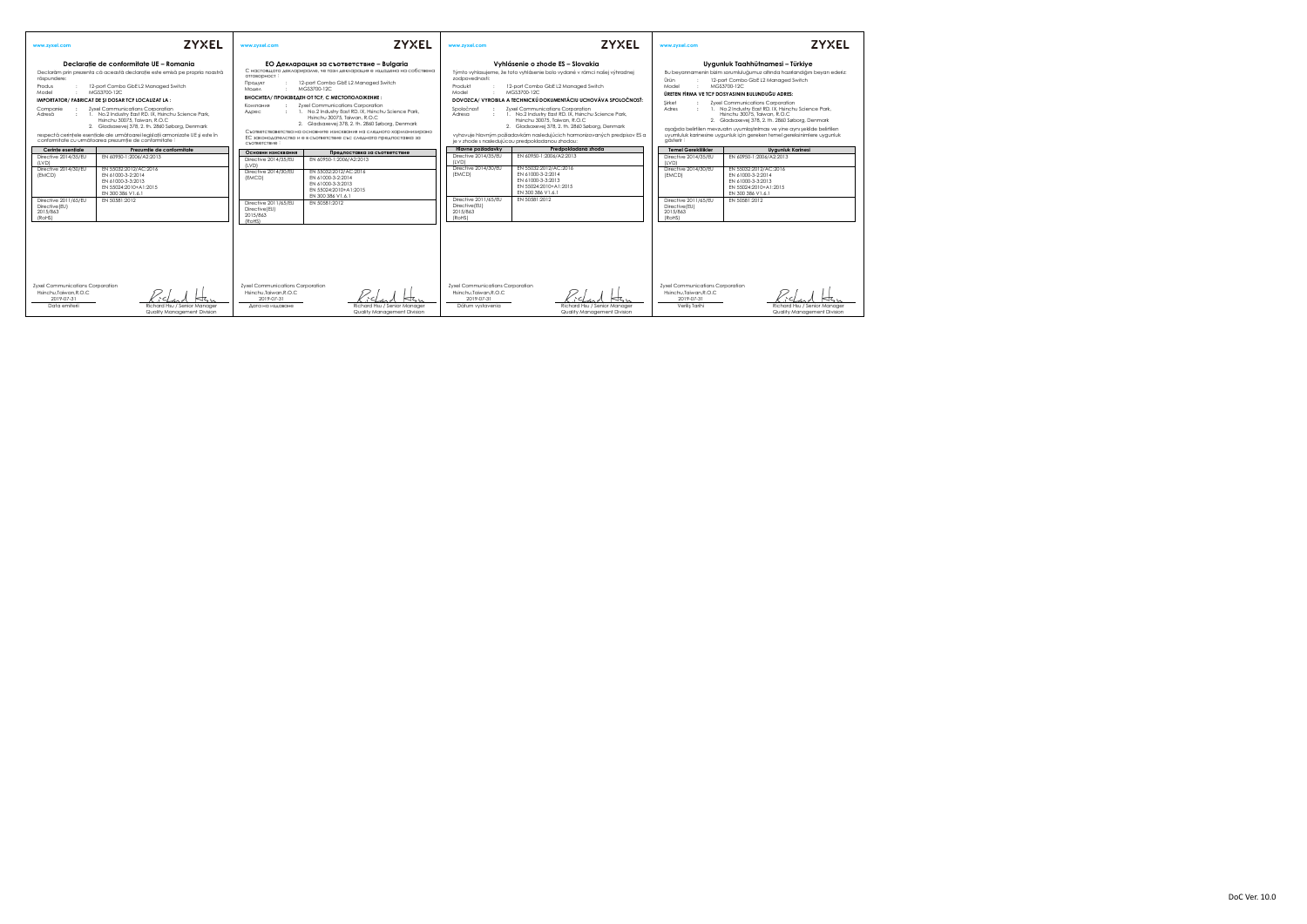www.zyxel.com

ZYXEL

## Declarație de conformitate UE – Romania

Declarăm prin prezenta că această declarație este emisă pe propria noastră răspundere:

Produs : 12-port Combo GbE L2 Managed Switch
Model : MGS3700-12C

**IMPORTATOR/ FABRICAT DE ȘI DOSAR TCF LOCALIZAT LA :**

Companie : Zyxel Communications Corporation
Adresă : 1. No.2 Industry East RD. IX, Hsinchu Science Park, Hsinchu 30075, Taiwan, R.O.C
2. Gladsaxevej 378, 2. th. 2860 Søborg, Denmark

respectă cerințele esențiale ale următoarei legislații armonizate UE și este în conformitate cu următoarea prezumție de conformitate :

| Cerințe esențiale | Prezumție de conformitate |
|---|---|
| Directive 2014/35/EU (LVD) | EN 60950-1:2006/A2:2013 |
| Directive 2014/30/EU (EMCD) | EN 55032:2012/AC:2016<br>EN 61000-3-2:2014<br>EN 61000-3-3:2013<br>EN 55024:2010+A1:2015<br>EN 300 386 V1.6.1 |
| Directive 2011/65/EU Directive(EU) 2015/863 (RoHS) | EN 50581:2012 |

Zyxel Communications Corporation
Hsinchu,Taiwan,R.O.C
2019-07-31
Data emiterii

Richard Hsu / Senior Manager
Quality Management Division

www.zyxel.com

ZYXEL

## ЕО Декларация за съответствие – Bulgaria

С настоящото декларираме, че тази декларация е издадена на собствена отговорност :

Продукт : 12-port Combo GbE L2 Managed Switch
Модел : MGS3700-12C

**ВНОСИТЕЛ/ ПРОИЗВЕДЕН ОТ TCF, С МЕСТОПОЛОЖЕНИЕ :**

Компания : Zyxel Communications Corporation
Адрес : 1. No.2 Industry East RD. IX, Hsinchu Science Park, Hsinchu 30075, Taiwan, R.O.C
2. Gladsaxevej 378, 2. th. 2860 Søborg, Denmark

Съответства на основните изисквания на следното хармонизирано ЕС законодателство и е в съответствие със следното предположение за съответствие :

| Основни изисквания | Предпоставка за съответствие |
|---|---|
| Directive 2014/35/EU (LVD) | EN 60950-1:2006/A2:2013 |
| Directive 2014/30/EU (EMCD) | EN 55032:2012/AC:2016<br>EN 61000-3-2:2014<br>EN 61000-3-3:2013<br>EN 55024:2010+A1:2015<br>EN 300 386 V1.6.1 |
| Directive 2011/65/EU Directive(EU) 2015/863 (RoHS) | EN 50581:2012 |

Zyxel Communications Corporation
Hsinchu,Taiwan,R.O.C
2019-07-31
Дата на издаване

Richard Hsu / Senior Manager
Quality Management Division

www.zyxel.com

ZYXEL

## Vyhlásenie o zhode ES – Slovakia

Týmto vyhlasujeme, že toto vyhlásenie bolo vydané v rámci našej výhradnej zodpovednosti:

Produkt : 12-port Combo GbE L2 Managed Switch
Model : MGS3700-12C

**DOVOZCA/ VYROBILA A TECHNICKÚ DOKUMENTÁCIU UCHOVÁVA SPOLOČNOSŤ:**

Spoločnosť : Zyxel Communications Corporation
Adresa : 1. No.2 Industry East RD. IX, Hsinchu Science Park, Hsinchu 30075, Taiwan, R.O.C
2. Gladsaxevej 378, 2. th. 2860 Søborg, Denmark

vyhovuje hlavným požiadavkám nasledujúcich harmonizovaných predpisov ES a je v zhode s nasledujúcou predpokladanou zhodou:

| Hlavné požiadavky | Predpokladaná zhoda |
|---|---|
| Directive 2014/35/EU (LVD) | EN 60950-1:2006/A2:2013 |
| Directive 2014/30/EU (EMCD) | EN 55032:2012/AC:2016<br>EN 61000-3-2:2014<br>EN 61000-3-3:2013<br>EN 55024:2010+A1:2015<br>EN 300 386 V1.6.1 |
| Directive 2011/65/EU Directive(EU) 2015/863 (RoHS) | EN 50581:2012 |

Zyxel Communications Corporation
Hsinchu,Taiwan,R.O.C
2019-07-31
Dátum vystavenia

Richard Hsu / Senior Manager
Quality Management Division

www.zyxel.com

ZYXEL

## Uygunluk Taahhütnamesi – Türkiye

Bu beyannamenin bizim sorumluluğumuz altında hazırlandığını beyan ederiz

Ürün : 12-port Combo GbE L2 Managed Switch
Model : MGS3700-12C

**ÜRETEN FİRMA VE TCF DOSYASININ BULUNDUĞU ADRES:**

Şirket : Zyxel Communications Corporation
Adres : 1. No.2 Industry East RD. IX, Hsinchu Science Park, Hsinchu 30075, Taiwan, R.O.C
2. Gladsaxevej 378, 2. th. 2860 Søborg, Denmark

aşağıda belirtilen mevzuatın uyumlaştırılması ve yine aynı şekilde belirtilen uyumluluk karinesine uygunluk için gereken temel gereksinimlere uygunluk gösterir :

| Temel Gereklilikler | Uygunluk Karinesi |
|---|---|
| Directive 2014/35/EU (LVD) | EN 60950-1:2006/A2:2013 |
| Directive 2014/30/EU (EMCD) | EN 55032:2012/AC:2016<br>EN 61000-3-2:2014<br>EN 61000-3-3:2013<br>EN 55024:2010+A1:2015<br>EN 300 386 V1.6.1 |
| Directive 2011/65/EU Directive(EU) 2015/863 (RoHS) | EN 50581:2012 |

Zyxel Communications Corporation
Hsinchu,Taiwan,R.O.C
2019-07-31
Veriliş Tarihi

Richard Hsu / Senior Manager
Quality Management Division

DoC Ver. 10.0